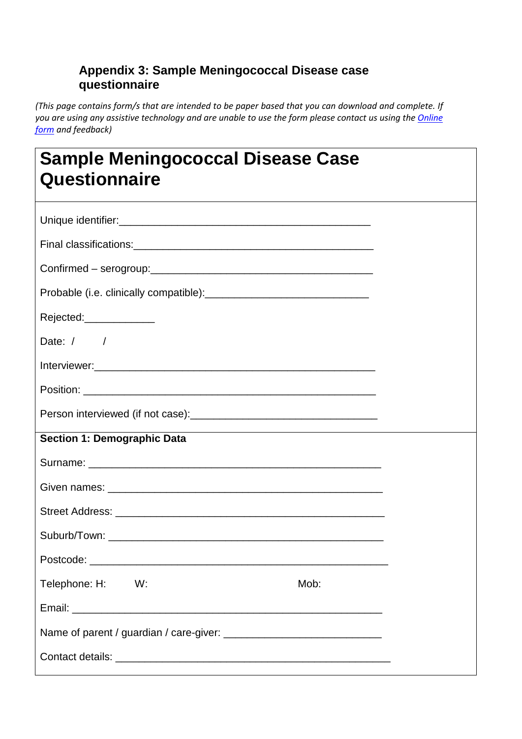### Appendix 3: Sample Meningococcal Disease case questionnaire

*(This page contains form/s that are intended to be paper based that you can download and complete. If you are using any assistive technology and are unable to use the form please contact us using the [Online form](#) and feedback)*

# Sample Meningococcal Disease Case Questionnaire

Unique identifier:_____________________________________________

Final classifications:___________________________________________

Confirmed – serogroup:_________________________________________

Probable (i.e. clinically compatible):______________________________

Rejected:____________

Date: / /

Interviewer:___________________________________________________

Position: _____________________________________________________

Person interviewed (if not case):__________________________________

**Section 1: Demographic Data**

Surname: _____________________________________________________

Given names: __________________________________________________

Street Address: ________________________________________________

Suburb/Town: __________________________________________________

Postcode: _____________________________________________________

Telephone: H: W: Mob:

Email: ________________________________________________________

Name of parent / guardian / care-giver: ____________________________

Contact details: _________________________________________________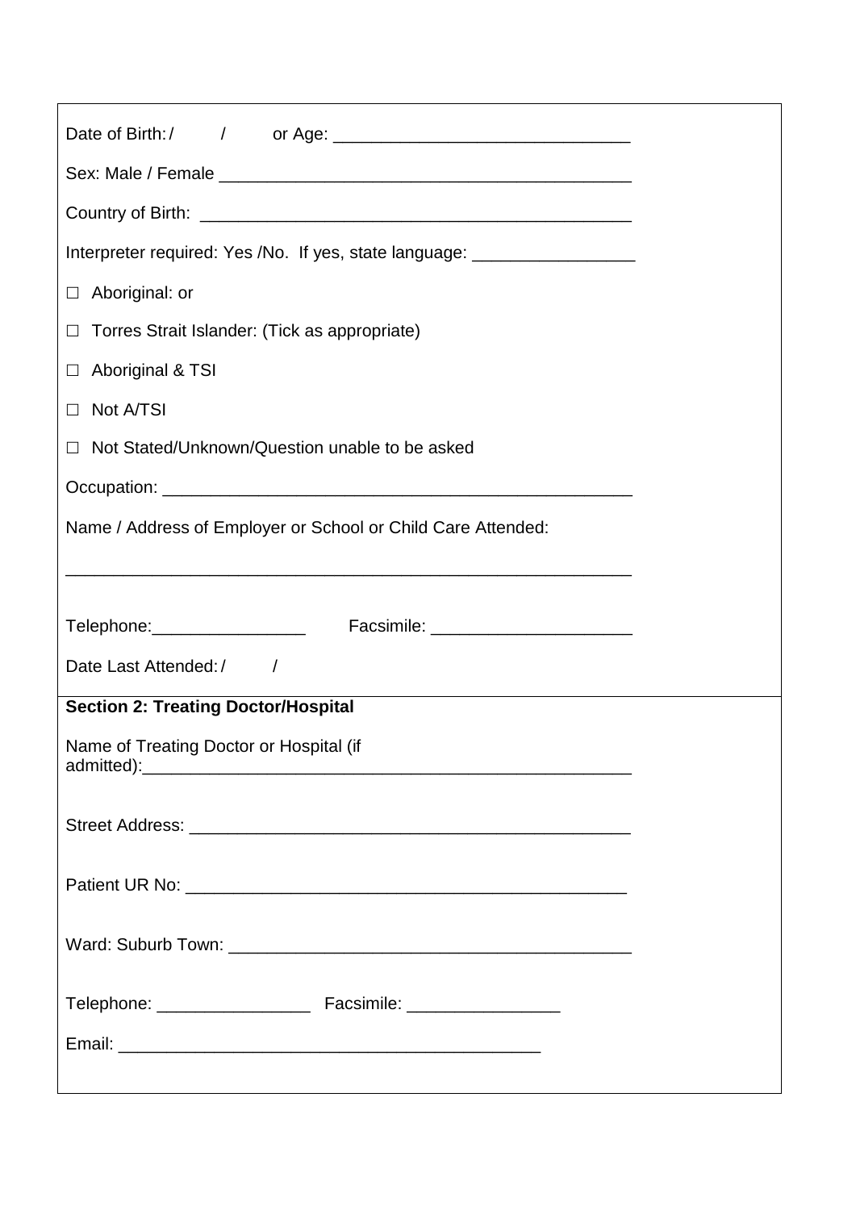Date of Birth: /     /     or Age: ______________________________

Sex: Male / Female ___________________________________________

Country of Birth: _____________________________________________

Interpreter required: Yes /No.  If yes, state language: _________________

☐ Aboriginal: or

☐ Torres Strait Islander: (Tick as appropriate)

☐ Aboriginal & TSI

☐ Not A/TSI

☐ Not Stated/Unknown/Question unable to be asked

Occupation: __________________________________________________

Name / Address of Employer or School or Child Care Attended:

____________________________________________________________

Telephone:________________     Facsimile: _____________________

Date Last Attended: /     /

**Section 2: Treating Doctor/Hospital**

Name of Treating Doctor or Hospital (if admitted):_____________________________________________________

Street Address: _______________________________________________

Patient UR No: _______________________________________________

Ward: Suburb Town: __________________________________________

Telephone: ________________  Facsimile: ________________

Email: ____________________________________________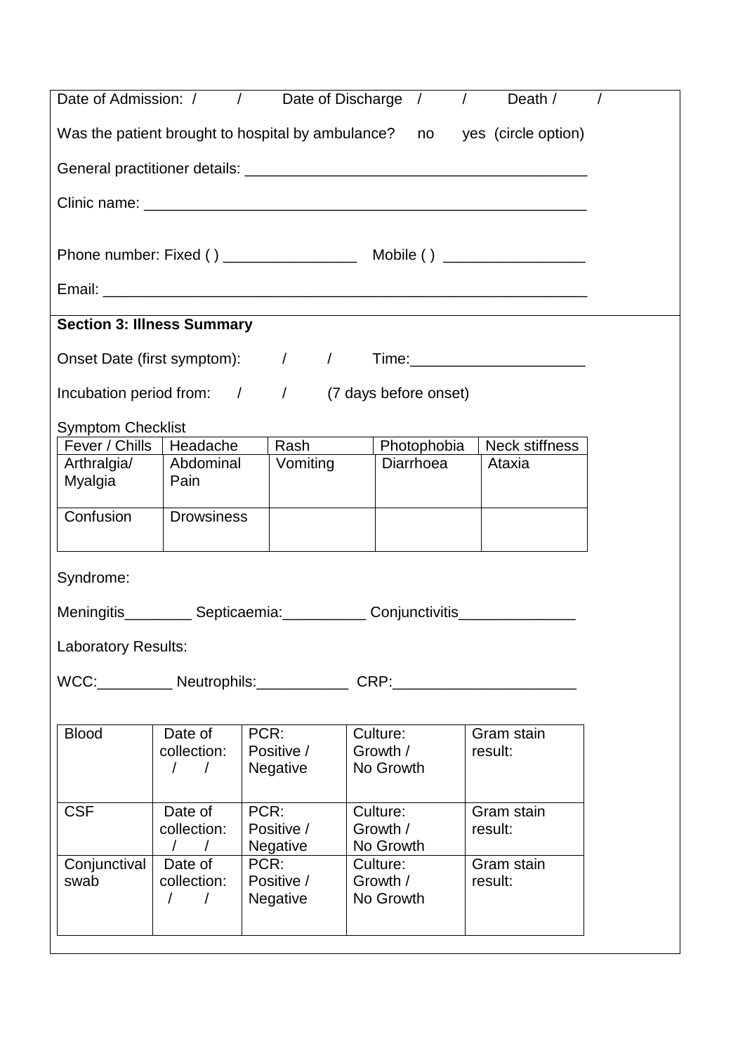Date of Admission: / / Date of Discharge / / Death / /

Was the patient brought to hospital by ambulance? no yes (circle option)

General practitioner details: ________________________________________

Clinic name: ________________________________________________________

Phone number: Fixed ( ) ________________ Mobile ( ) _________________

Email: _____________________________________________________________

**Section 3: Illness Summary**

Onset Date (first symptom): / / Time:_____________________

Incubation period from: / / (7 days before onset)

Symptom Checklist

| Fever / Chills | Headache | Rash | Photophobia | Neck stiffness |
|---|---|---|---|---|
| Arthralgia/ Myalgia | Abdominal Pain | Vomiting | Diarrhoea | Ataxia |
| Confusion | Drowsiness | | | |

Syndrome:

Meningitis________ Septicaemia:__________ Conjunctivitis______________

Laboratory Results:

WCC:_________ Neutrophils:___________ CRP:______________________

| Blood | Date of collection: / / | PCR: Positive / Negative | Culture: Growth / No Growth | Gram stain result: |
|---|---|---|---|---|
| CSF | Date of collection: / / | PCR: Positive / Negative | Culture: Growth / No Growth | Gram stain result: |
| Conjunctival swab | Date of collection: / / | PCR: Positive / Negative | Culture: Growth / No Growth | Gram stain result: |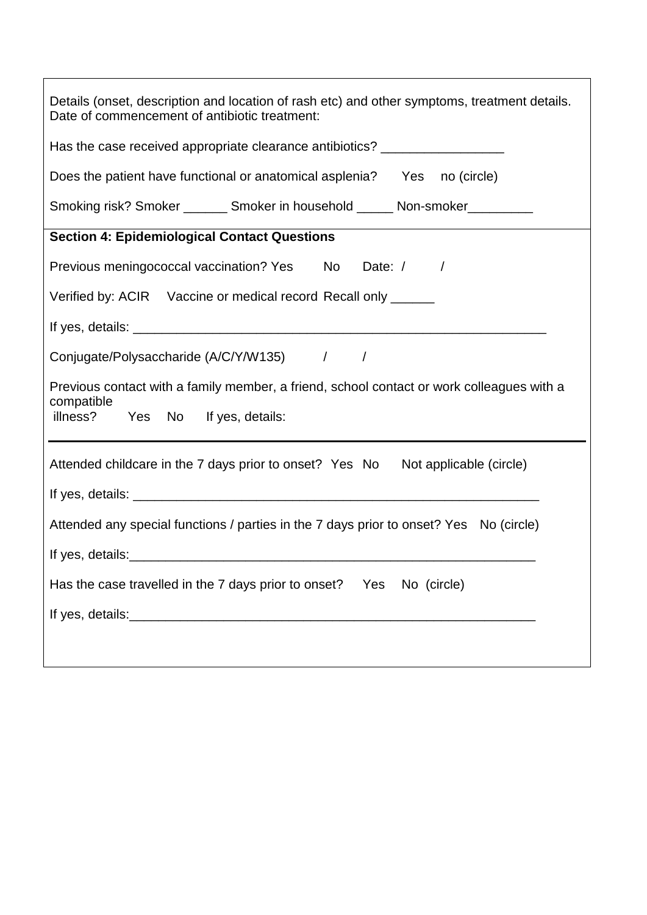Details (onset, description and location of rash etc) and other symptoms, treatment details.
Date of commencement of antibiotic treatment:

Has the case received appropriate clearance antibiotics? _________________

Does the patient have functional or anatomical asplenia? Yes no (circle)

Smoking risk? Smoker ______ Smoker in household _____ Non-smoker_________

**Section 4: Epidemiological Contact Questions**

Previous meningococcal vaccination? Yes No Date: / /

Verified by: ACIR Vaccine or medical record Recall only ______

If yes, details: ___________________________________________________________

Conjugate/Polysaccharide (A/C/Y/W135) / /

Previous contact with a family member, a friend, school contact or work colleagues with a compatible illness? Yes No If yes, details:

---

Attended childcare in the 7 days prior to onset? Yes No Not applicable (circle)

If yes, details: __________________________________________________________

Attended any special functions / parties in the 7 days prior to onset? Yes No (circle)

If yes, details:__________________________________________________________

Has the case travelled in the 7 days prior to onset? Yes No (circle)

If yes, details:__________________________________________________________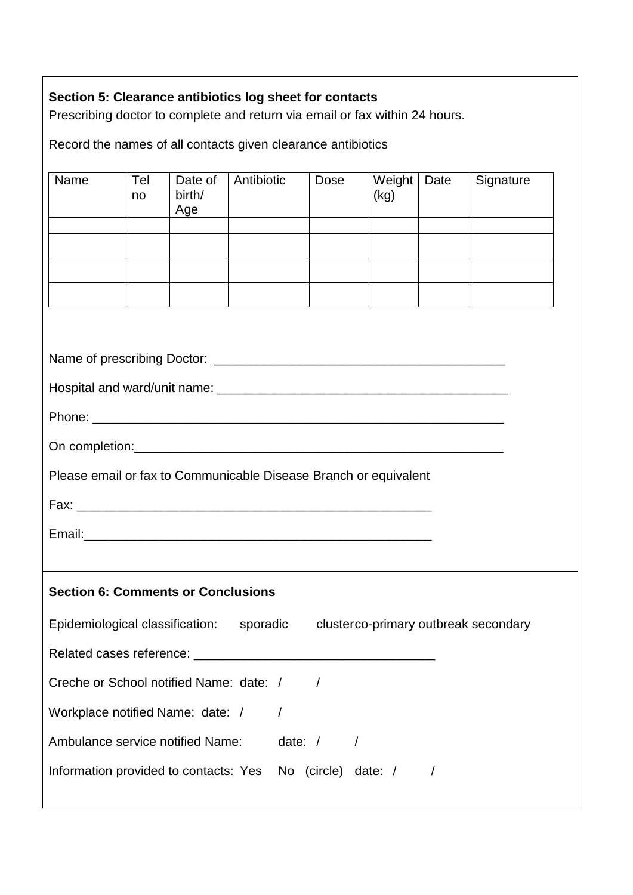**Section 5: Clearance antibiotics log sheet for contacts**

Prescribing doctor to complete and return via email or fax within 24 hours.

Record the names of all contacts given clearance antibiotics

| Name | Tel no | Date of birth/ Age | Antibiotic | Dose | Weight (kg) | Date | Signature |
|---|---|---|---|---|---|---|---|
| | | | | | | | |
| | | | | | | | |
| | | | | | | | |
| | | | | | | | |

Name of prescribing Doctor: ________________________________________

Hospital and ward/unit name: ________________________________________

Phone: ________________________________________________________

On completion:__________________________________________________

Please email or fax to Communicable Disease Branch or equivalent

Fax: _________________________________________________

Email:_________________________________________________

**Section 6: Comments or Conclusions**

Epidemiological classification: sporadic clusterco-primary outbreak secondary

Related cases reference: _________________________________

Creche or School notified Name: date: / /

Workplace notified Name: date: / /

Ambulance service notified Name: date: / /

Information provided to contacts: Yes No (circle) date: / /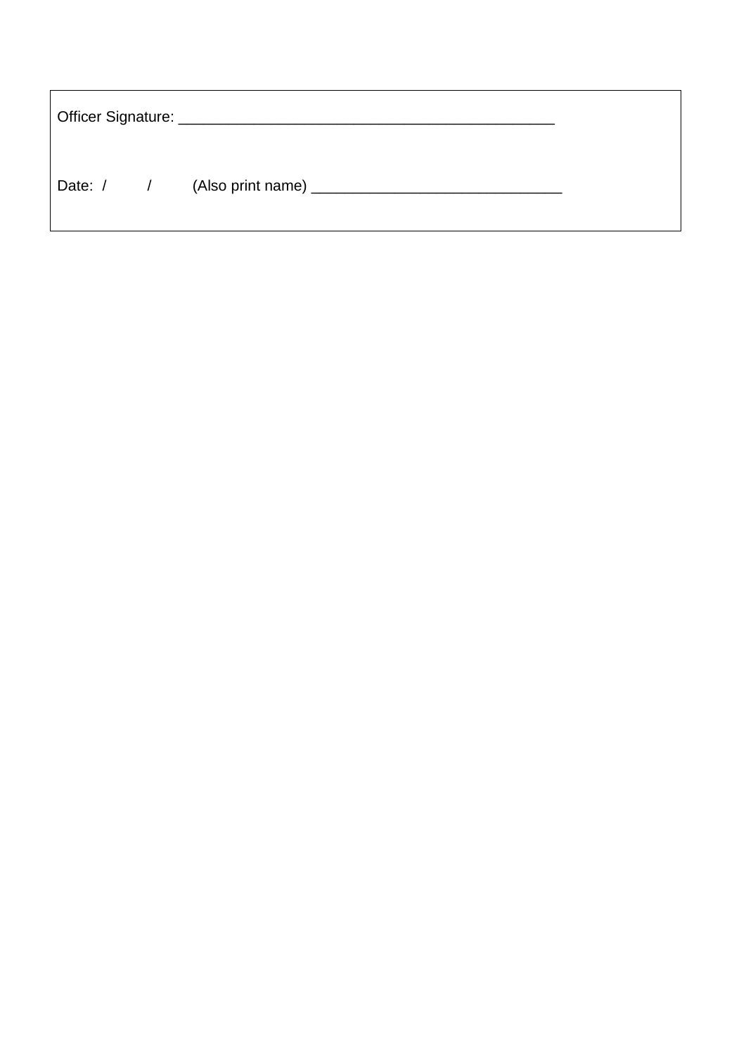Officer Signature: _____________________________________________

Date: / / (Also print name) ______________________________